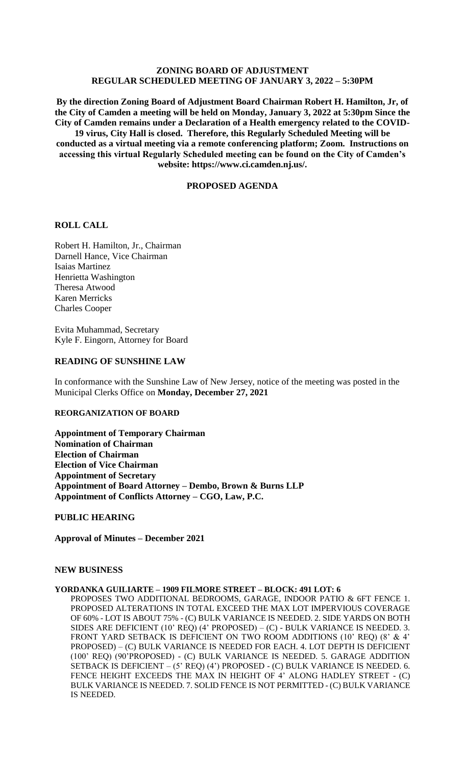# ZONING BOARD OF ADJUSTMENT
## REGULAR SCHEDULED MEETING OF JANUARY 3, 2022 – 5:30PM

**By the direction Zoning Board of Adjustment Board Chairman Robert H. Hamilton, Jr, of the City of Camden a meeting will be held on Monday, January 3, 2022 at 5:30pm Since the City of Camden remains under a Declaration of a Health emergency related to the COVID-19 virus, City Hall is closed. Therefore, this Regularly Scheduled Meeting will be conducted as a virtual meeting via a remote conferencing platform; Zoom. Instructions on accessing this virtual Regularly Scheduled meeting can be found on the City of Camden's website: https://www.ci.camden.nj.us/.**

### PROPOSED AGENDA

**ROLL CALL**

Robert H. Hamilton, Jr., Chairman
Darnell Hance, Vice Chairman
Isaias Martinez
Henrietta Washington
Theresa Atwood
Karen Merricks
Charles Cooper

Evita Muhammad, Secretary
Kyle F. Eingorn, Attorney for Board

**READING OF SUNSHINE LAW**

In conformance with the Sunshine Law of New Jersey, notice of the meeting was posted in the Municipal Clerks Office on **Monday, December 27, 2021**

**REORGANIZATION OF BOARD**

**Appointment of Temporary Chairman**
**Nomination of Chairman**
**Election of Chairman**
**Election of Vice Chairman**
**Appointment of Secretary**
**Appointment of Board Attorney – Dembo, Brown & Burns LLP**
**Appointment of Conflicts Attorney – CGO, Law, P.C.**

**PUBLIC HEARING**

**Approval of Minutes – December 2021**

**NEW BUSINESS**

**YORDANKA GUILIARTE – 1909 FILMORE STREET – BLOCK: 491 LOT: 6**

PROPOSES TWO ADDITIONAL BEDROOMS, GARAGE, INDOOR PATIO & 6FT FENCE 1. PROPOSED ALTERATIONS IN TOTAL EXCEED THE MAX LOT IMPERVIOUS COVERAGE OF 60% - LOT IS ABOUT 75% - (C) BULK VARIANCE IS NEEDED. 2. SIDE YARDS ON BOTH SIDES ARE DEFICIENT (10' REQ) (4' PROPOSED) – (C) - BULK VARIANCE IS NEEDED. 3. FRONT YARD SETBACK IS DEFICIENT ON TWO ROOM ADDITIONS (10' REQ) (8' & 4' PROPOSED) – (C) BULK VARIANCE IS NEEDED FOR EACH. 4. LOT DEPTH IS DEFICIENT (100' REQ) (90'PROPOSED) - (C) BULK VARIANCE IS NEEDED. 5. GARAGE ADDITION SETBACK IS DEFICIENT – (5' REQ) (4') PROPOSED - (C) BULK VARIANCE IS NEEDED. 6. FENCE HEIGHT EXCEEDS THE MAX IN HEIGHT OF 4' ALONG HADLEY STREET - (C) BULK VARIANCE IS NEEDED. 7. SOLID FENCE IS NOT PERMITTED - (C) BULK VARIANCE IS NEEDED.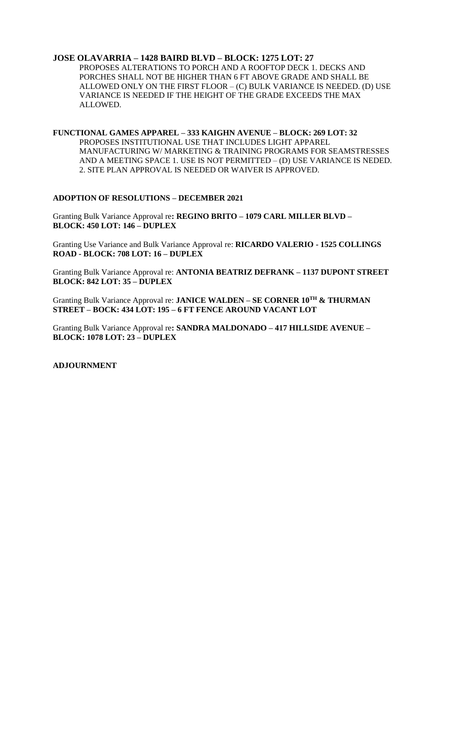**JOSE OLAVARRIA – 1428 BAIRD BLVD – BLOCK: 1275 LOT: 27**
PROPOSES ALTERATIONS TO PORCH AND A ROOFTOP DECK 1. DECKS AND PORCHES SHALL NOT BE HIGHER THAN 6 FT ABOVE GRADE AND SHALL BE ALLOWED ONLY ON THE FIRST FLOOR – (C) BULK VARIANCE IS NEEDED. (D) USE VARIANCE IS NEEDED IF THE HEIGHT OF THE GRADE EXCEEDS THE MAX ALLOWED.

**FUNCTIONAL GAMES APPAREL – 333 KAIGHN AVENUE – BLOCK: 269 LOT: 32**
PROPOSES INSTITUTIONAL USE THAT INCLUDES LIGHT APPAREL MANUFACTURING W/ MARKETING & TRAINING PROGRAMS FOR SEAMSTRESSES AND A MEETING SPACE 1. USE IS NOT PERMITTED – (D) USE VARIANCE IS NEDED. 2. SITE PLAN APPROVAL IS NEEDED OR WAIVER IS APPROVED.

**ADOPTION OF RESOLUTIONS – DECEMBER 2021**

Granting Bulk Variance Approval re**: REGINO BRITO – 1079 CARL MILLER BLVD – BLOCK: 450 LOT: 146 – DUPLEX**

Granting Use Variance and Bulk Variance Approval re: **RICARDO VALERIO - 1525 COLLINGS ROAD - BLOCK: 708 LOT: 16 – DUPLEX**

Granting Bulk Variance Approval re: **ANTONIA BEATRIZ DEFRANK – 1137 DUPONT STREET BLOCK: 842 LOT: 35 – DUPLEX**

Granting Bulk Variance Approval re: **JANICE WALDEN – SE CORNER 10TH & THURMAN STREET – BOCK: 434 LOT: 195 – 6 FT FENCE AROUND VACANT LOT**

Granting Bulk Variance Approval re**: SANDRA MALDONADO – 417 HILLSIDE AVENUE – BLOCK: 1078 LOT: 23 – DUPLEX**

**ADJOURNMENT**